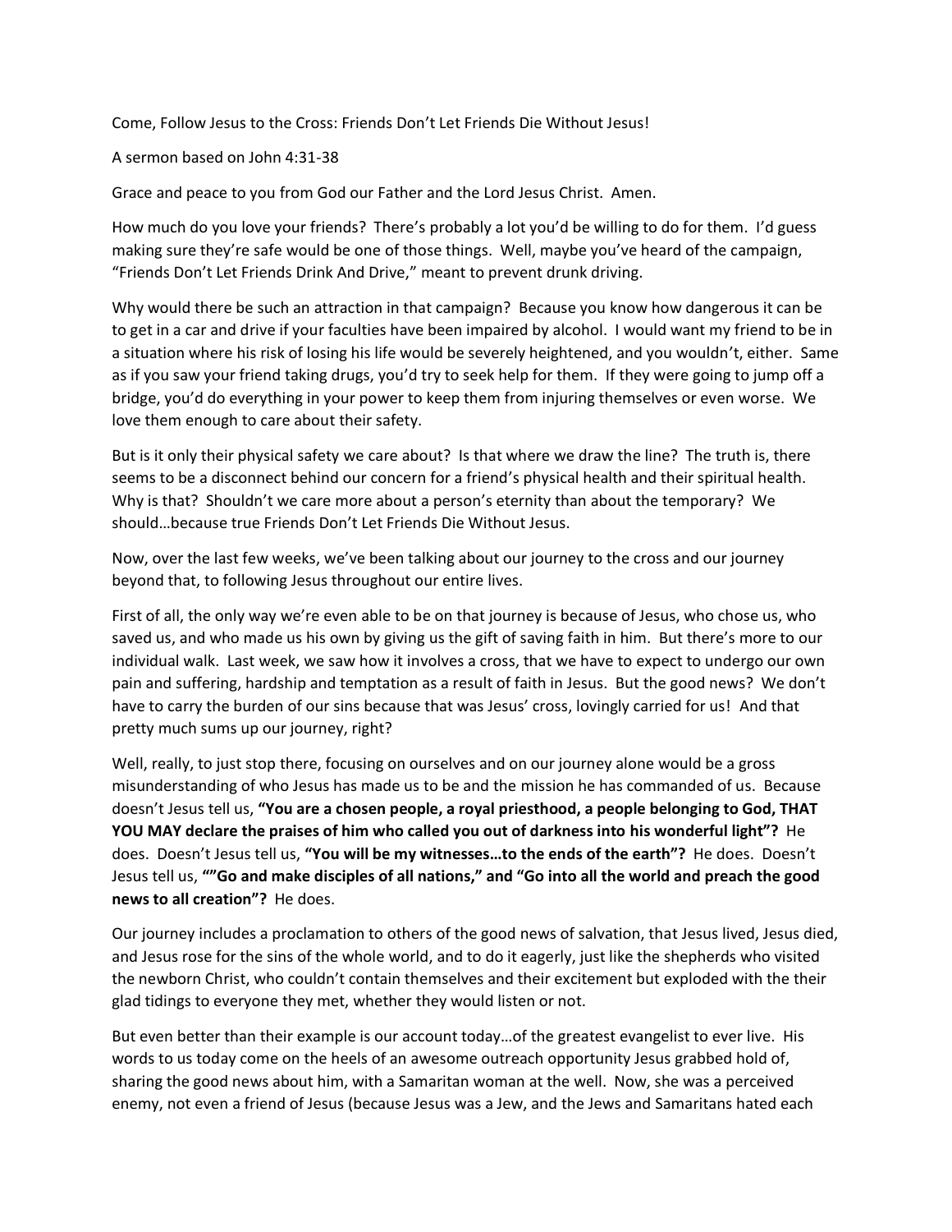Come, Follow Jesus to the Cross: Friends Don't Let Friends Die Without Jesus!

A sermon based on John 4:31-38

Grace and peace to you from God our Father and the Lord Jesus Christ. Amen.

How much do you love your friends? There's probably a lot you'd be willing to do for them. I'd guess making sure they're safe would be one of those things. Well, maybe you've heard of the campaign, "Friends Don't Let Friends Drink And Drive," meant to prevent drunk driving.

Why would there be such an attraction in that campaign? Because you know how dangerous it can be to get in a car and drive if your faculties have been impaired by alcohol. I would want my friend to be in a situation where his risk of losing his life would be severely heightened, and you wouldn't, either. Same as if you saw your friend taking drugs, you'd try to seek help for them. If they were going to jump off a bridge, you'd do everything in your power to keep them from injuring themselves or even worse. We love them enough to care about their safety.

But is it only their physical safety we care about? Is that where we draw the line? The truth is, there seems to be a disconnect behind our concern for a friend's physical health and their spiritual health. Why is that? Shouldn't we care more about a person's eternity than about the temporary? We should…because true Friends Don't Let Friends Die Without Jesus.

Now, over the last few weeks, we've been talking about our journey to the cross and our journey beyond that, to following Jesus throughout our entire lives.

First of all, the only way we're even able to be on that journey is because of Jesus, who chose us, who saved us, and who made us his own by giving us the gift of saving faith in him. But there's more to our individual walk. Last week, we saw how it involves a cross, that we have to expect to undergo our own pain and suffering, hardship and temptation as a result of faith in Jesus. But the good news? We don't have to carry the burden of our sins because that was Jesus' cross, lovingly carried for us! And that pretty much sums up our journey, right?

Well, really, to just stop there, focusing on ourselves and on our journey alone would be a gross misunderstanding of who Jesus has made us to be and the mission he has commanded of us. Because doesn't Jesus tell us, **"You are a chosen people, a royal priesthood, a people belonging to God, THAT YOU MAY declare the praises of him who called you out of darkness into his wonderful light"?** He does. Doesn't Jesus tell us, **"You will be my witnesses…to the ends of the earth"?** He does. Doesn't Jesus tell us, **""Go and make disciples of all nations," and "Go into all the world and preach the good news to all creation"?** He does.

Our journey includes a proclamation to others of the good news of salvation, that Jesus lived, Jesus died, and Jesus rose for the sins of the whole world, and to do it eagerly, just like the shepherds who visited the newborn Christ, who couldn't contain themselves and their excitement but exploded with the their glad tidings to everyone they met, whether they would listen or not.

But even better than their example is our account today…of the greatest evangelist to ever live. His words to us today come on the heels of an awesome outreach opportunity Jesus grabbed hold of, sharing the good news about him, with a Samaritan woman at the well. Now, she was a perceived enemy, not even a friend of Jesus (because Jesus was a Jew, and the Jews and Samaritans hated each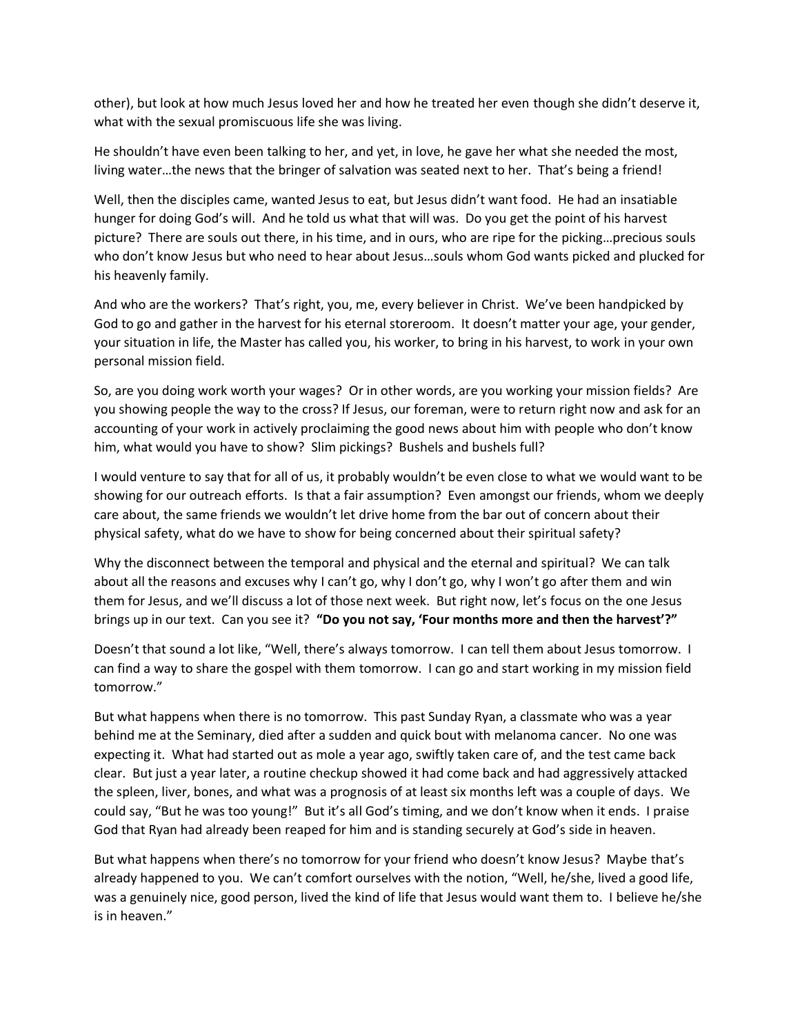other), but look at how much Jesus loved her and how he treated her even though she didn't deserve it, what with the sexual promiscuous life she was living.

He shouldn't have even been talking to her, and yet, in love, he gave her what she needed the most, living water…the news that the bringer of salvation was seated next to her. That's being a friend!

Well, then the disciples came, wanted Jesus to eat, but Jesus didn't want food. He had an insatiable hunger for doing God's will. And he told us what that will was. Do you get the point of his harvest picture? There are souls out there, in his time, and in ours, who are ripe for the picking…precious souls who don't know Jesus but who need to hear about Jesus…souls whom God wants picked and plucked for his heavenly family.

And who are the workers? That's right, you, me, every believer in Christ. We've been handpicked by God to go and gather in the harvest for his eternal storeroom. It doesn't matter your age, your gender, your situation in life, the Master has called you, his worker, to bring in his harvest, to work in your own personal mission field.

So, are you doing work worth your wages? Or in other words, are you working your mission fields? Are you showing people the way to the cross? If Jesus, our foreman, were to return right now and ask for an accounting of your work in actively proclaiming the good news about him with people who don't know him, what would you have to show? Slim pickings? Bushels and bushels full?

I would venture to say that for all of us, it probably wouldn't be even close to what we would want to be showing for our outreach efforts. Is that a fair assumption? Even amongst our friends, whom we deeply care about, the same friends we wouldn't let drive home from the bar out of concern about their physical safety, what do we have to show for being concerned about their spiritual safety?

Why the disconnect between the temporal and physical and the eternal and spiritual? We can talk about all the reasons and excuses why I can't go, why I don't go, why I won't go after them and win them for Jesus, and we'll discuss a lot of those next week. But right now, let's focus on the one Jesus brings up in our text. Can you see it? **"Do you not say, 'Four months more and then the harvest'?"**

Doesn't that sound a lot like, "Well, there's always tomorrow. I can tell them about Jesus tomorrow. I can find a way to share the gospel with them tomorrow. I can go and start working in my mission field tomorrow."

But what happens when there is no tomorrow. This past Sunday Ryan, a classmate who was a year behind me at the Seminary, died after a sudden and quick bout with melanoma cancer. No one was expecting it. What had started out as mole a year ago, swiftly taken care of, and the test came back clear. But just a year later, a routine checkup showed it had come back and had aggressively attacked the spleen, liver, bones, and what was a prognosis of at least six months left was a couple of days. We could say, "But he was too young!" But it's all God's timing, and we don't know when it ends. I praise God that Ryan had already been reaped for him and is standing securely at God's side in heaven.

But what happens when there's no tomorrow for your friend who doesn't know Jesus? Maybe that's already happened to you. We can't comfort ourselves with the notion, "Well, he/she, lived a good life, was a genuinely nice, good person, lived the kind of life that Jesus would want them to. I believe he/she is in heaven."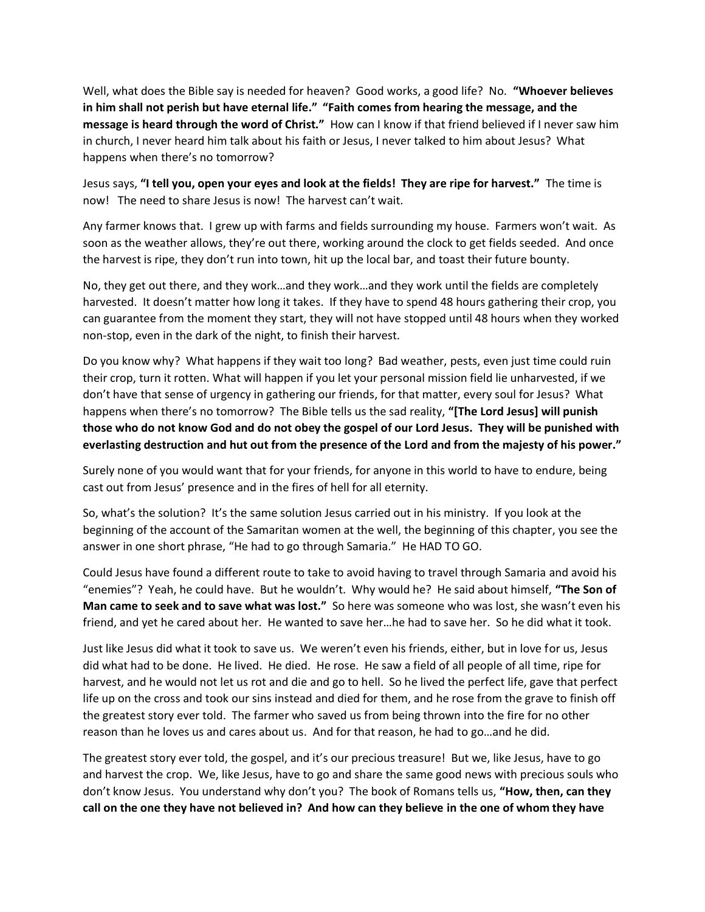Well, what does the Bible say is needed for heaven? Good works, a good life? No. **"Whoever believes in him shall not perish but have eternal life." "Faith comes from hearing the message, and the message is heard through the word of Christ."** How can I know if that friend believed if I never saw him in church, I never heard him talk about his faith or Jesus, I never talked to him about Jesus? What happens when there's no tomorrow?

Jesus says, **"I tell you, open your eyes and look at the fields! They are ripe for harvest."** The time is now! The need to share Jesus is now! The harvest can't wait.

Any farmer knows that. I grew up with farms and fields surrounding my house. Farmers won't wait. As soon as the weather allows, they're out there, working around the clock to get fields seeded. And once the harvest is ripe, they don't run into town, hit up the local bar, and toast their future bounty.

No, they get out there, and they work…and they work…and they work until the fields are completely harvested. It doesn't matter how long it takes. If they have to spend 48 hours gathering their crop, you can guarantee from the moment they start, they will not have stopped until 48 hours when they worked non-stop, even in the dark of the night, to finish their harvest.

Do you know why? What happens if they wait too long? Bad weather, pests, even just time could ruin their crop, turn it rotten. What will happen if you let your personal mission field lie unharvested, if we don't have that sense of urgency in gathering our friends, for that matter, every soul for Jesus? What happens when there's no tomorrow? The Bible tells us the sad reality, **"[The Lord Jesus] will punish those who do not know God and do not obey the gospel of our Lord Jesus. They will be punished with everlasting destruction and hut out from the presence of the Lord and from the majesty of his power."**

Surely none of you would want that for your friends, for anyone in this world to have to endure, being cast out from Jesus' presence and in the fires of hell for all eternity.

So, what's the solution? It's the same solution Jesus carried out in his ministry. If you look at the beginning of the account of the Samaritan women at the well, the beginning of this chapter, you see the answer in one short phrase, "He had to go through Samaria." He HAD TO GO.

Could Jesus have found a different route to take to avoid having to travel through Samaria and avoid his "enemies"? Yeah, he could have. But he wouldn't. Why would he? He said about himself, **"The Son of Man came to seek and to save what was lost."** So here was someone who was lost, she wasn't even his friend, and yet he cared about her. He wanted to save her…he had to save her. So he did what it took.

Just like Jesus did what it took to save us. We weren't even his friends, either, but in love for us, Jesus did what had to be done. He lived. He died. He rose. He saw a field of all people of all time, ripe for harvest, and he would not let us rot and die and go to hell. So he lived the perfect life, gave that perfect life up on the cross and took our sins instead and died for them, and he rose from the grave to finish off the greatest story ever told. The farmer who saved us from being thrown into the fire for no other reason than he loves us and cares about us. And for that reason, he had to go…and he did.

The greatest story ever told, the gospel, and it's our precious treasure! But we, like Jesus, have to go and harvest the crop. We, like Jesus, have to go and share the same good news with precious souls who don't know Jesus. You understand why don't you? The book of Romans tells us, **"How, then, can they call on the one they have not believed in? And how can they believe in the one of whom they have**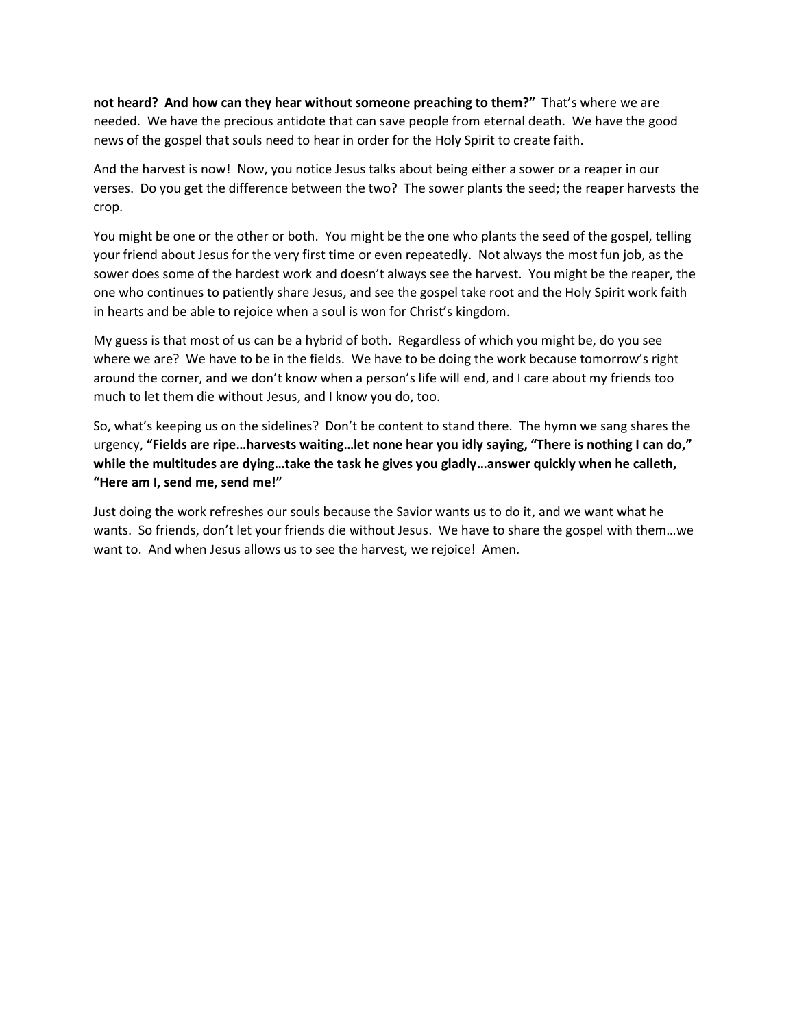**not heard? And how can they hear without someone preaching to them?"** That's where we are needed. We have the precious antidote that can save people from eternal death. We have the good news of the gospel that souls need to hear in order for the Holy Spirit to create faith.

And the harvest is now! Now, you notice Jesus talks about being either a sower or a reaper in our verses. Do you get the difference between the two? The sower plants the seed; the reaper harvests the crop.

You might be one or the other or both. You might be the one who plants the seed of the gospel, telling your friend about Jesus for the very first time or even repeatedly. Not always the most fun job, as the sower does some of the hardest work and doesn't always see the harvest. You might be the reaper, the one who continues to patiently share Jesus, and see the gospel take root and the Holy Spirit work faith in hearts and be able to rejoice when a soul is won for Christ's kingdom.

My guess is that most of us can be a hybrid of both. Regardless of which you might be, do you see where we are? We have to be in the fields. We have to be doing the work because tomorrow's right around the corner, and we don't know when a person's life will end, and I care about my friends too much to let them die without Jesus, and I know you do, too.

So, what's keeping us on the sidelines? Don't be content to stand there. The hymn we sang shares the urgency, **"Fields are ripe…harvests waiting…let none hear you idly saying, "There is nothing I can do," while the multitudes are dying…take the task he gives you gladly…answer quickly when he calleth, "Here am I, send me, send me!"**

Just doing the work refreshes our souls because the Savior wants us to do it, and we want what he wants. So friends, don't let your friends die without Jesus. We have to share the gospel with them…we want to. And when Jesus allows us to see the harvest, we rejoice! Amen.